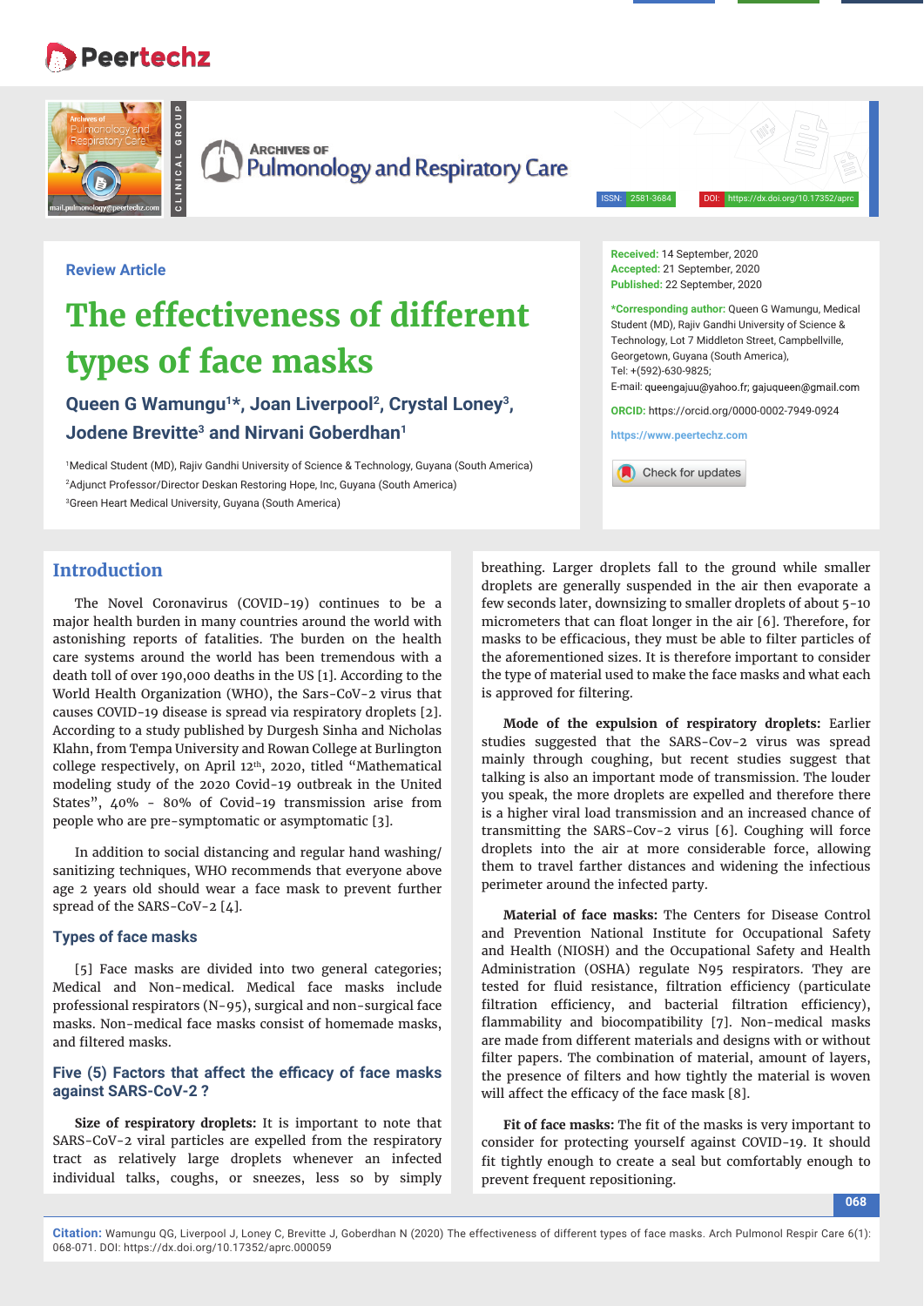Review Article

# The effectiveness of different types of face masks

**Queen G Wamungu[1]*, Joan Liverpool[2], Crystal Loney[3], Jodene Brevitte[3] and Nirvani Goberdhan[1]**

[1]Medical Student (MD), Rajiv Gandhi University of Science & Technology, Guyana (South America)
[2]Adjunct Professor/Director Deskan Restoring Hope, Inc, Guyana (South America)
[3]Green Heart Medical University, Guyana (South America)

**Received:** 14 September, 2020
**Accepted:** 21 September, 2020
**Published:** 22 September, 2020

***Corresponding author:** Queen G Wamungu, Medical Student (MD), Rajiv Gandhi University of Science & Technology, Lot 7 Middleton Street, Campbellville, Georgetown, Guyana (South America),
Tel: +(592)-630-9825;
E-mail: queengajuu@yahoo.fr; gajuqueen@gmail.com

**ORCID:** https://orcid.org/0000-0002-7949-0924

https://www.peertechz.com

## Introduction

The Novel Coronavirus (COVID-19) continues to be a major health burden in many countries around the world with astonishing reports of fatalities. The burden on the health care systems around the world has been tremendous with a death toll of over 190,000 deaths in the US [1]. According to the World Health Organization (WHO), the Sars-CoV-2 virus that causes COVID-19 disease is spread via respiratory droplets [2]. According to a study published by Durgesh Sinha and Nicholas Klahn, from Tempa University and Rowan College at Burlington college respectively, on April 12th, 2020, titled "Mathematical modeling study of the 2020 Covid-19 outbreak in the United States", 40% - 80% of Covid-19 transmission arise from people who are pre-symptomatic or asymptomatic [3].

In addition to social distancing and regular hand washing/sanitizing techniques, WHO recommends that everyone above age 2 years old should wear a face mask to prevent further spread of the SARS-CoV-2 [4].

### Types of face masks

[5] Face masks are divided into two general categories; Medical and Non-medical. Medical face masks include professional respirators (N-95), surgical and non-surgical face masks. Non-medical face masks consist of homemade masks, and filtered masks.

### Five (5) Factors that affect the efficacy of face masks against SARS-CoV-2 ?

**Size of respiratory droplets:** It is important to note that SARS-CoV-2 viral particles are expelled from the respiratory tract as relatively large droplets whenever an infected individual talks, coughs, or sneezes, less so by simply breathing. Larger droplets fall to the ground while smaller droplets are generally suspended in the air then evaporate a few seconds later, downsizing to smaller droplets of about 5-10 micrometers that can float longer in the air [6]. Therefore, for masks to be efficacious, they must be able to filter particles of the aforementioned sizes. It is therefore important to consider the type of material used to make the face masks and what each is approved for filtering.

**Mode of the expulsion of respiratory droplets:** Earlier studies suggested that the SARS-Cov-2 virus was spread mainly through coughing, but recent studies suggest that talking is also an important mode of transmission. The louder you speak, the more droplets are expelled and therefore there is a higher viral load transmission and an increased chance of transmitting the SARS-Cov-2 virus [6]. Coughing will force droplets into the air at more considerable force, allowing them to travel farther distances and widening the infectious perimeter around the infected party.

**Material of face masks:** The Centers for Disease Control and Prevention National Institute for Occupational Safety and Health (NIOSH) and the Occupational Safety and Health Administration (OSHA) regulate N95 respirators. They are tested for fluid resistance, filtration efficiency (particulate filtration efficiency, and bacterial filtration efficiency), flammability and biocompatibility [7]. Non-medical masks are made from different materials and designs with or without filter papers. The combination of material, amount of layers, the presence of filters and how tightly the material is woven will affect the efficacy of the face mask [8].

**Fit of face masks:** The fit of the masks is very important to consider for protecting yourself against COVID-19. It should fit tightly enough to create a seal but comfortably enough to prevent frequent repositioning.

**Citation:** Wamungu QG, Liverpool J, Loney C, Brevitte J, Goberdhan N (2020) The effectiveness of different types of face masks. Arch Pulmonol Respir Care 6(1): 068-071. DOI: https://dx.doi.org/10.17352/aprc.000059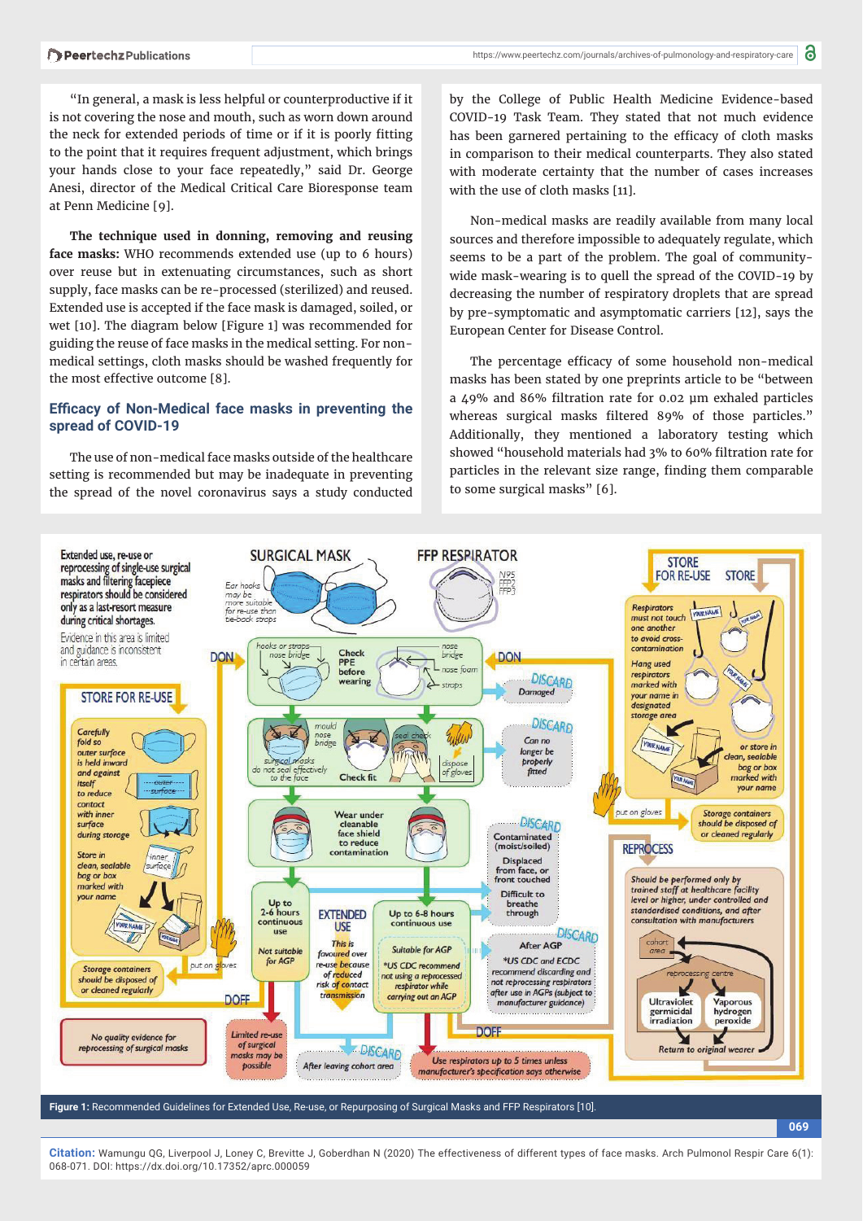"In general, a mask is less helpful or counterproductive if it is not covering the nose and mouth, such as worn down around the neck for extended periods of time or if it is poorly fitting to the point that it requires frequent adjustment, which brings your hands close to your face repeatedly," said Dr. George Anesi, director of the Medical Critical Care Bioresponse team at Penn Medicine [9].

**The technique used in donning, removing and reusing face masks:** WHO recommends extended use (up to 6 hours) over reuse but in extenuating circumstances, such as short supply, face masks can be re-processed (sterilized) and reused. Extended use is accepted if the face mask is damaged, soiled, or wet [10]. The diagram below [Figure 1] was recommended for guiding the reuse of face masks in the medical setting. For non-medical settings, cloth masks should be washed frequently for the most effective outcome [8].

## Efficacy of Non-Medical face masks in preventing the spread of COVID-19

The use of non-medical face masks outside of the healthcare setting is recommended but may be inadequate in preventing the spread of the novel coronavirus says a study conducted by the College of Public Health Medicine Evidence-based COVID-19 Task Team. They stated that not much evidence has been garnered pertaining to the efficacy of cloth masks in comparison to their medical counterparts. They also stated with moderate certainty that the number of cases increases with the use of cloth masks [11].

Non-medical masks are readily available from many local sources and therefore impossible to adequately regulate, which seems to be a part of the problem. The goal of community-wide mask-wearing is to quell the spread of the COVID-19 by decreasing the number of respiratory droplets that are spread by pre-symptomatic and asymptomatic carriers [12], says the European Center for Disease Control.

The percentage efficacy of some household non-medical masks has been stated by one preprints article to be "between a 49% and 86% filtration rate for 0.02 µm exhaled particles whereas surgical masks filtered 89% of those particles." Additionally, they mentioned a laboratory testing which showed "household materials had 3% to 60% filtration rate for particles in the relevant size range, finding them comparable to some surgical masks" [6].

Extended use, re-use or reprocessing of single-use surgical masks and filtering facepiece respirators should be considered only as a last-resort measure during critical shortages.
Evidence in this area is limited and guidance is inconsistent in certain areas.

SURGICAL MASK
Ear hooks may be more suitable for re-use than tie-back straps

FFP RESPIRATOR
N95 FFP2 FFP3

STORE FOR RE-USE
Carefully fold so outer surface is held inward and against itself to reduce contact with inner surface during storage
Store in clean, sealable bag or box marked with your name
Storage containers should be disposed of or cleaned regularly

DON
hooks or straps
nose bridge
Check PPE before wearing
nose bridge
nose foam
straps

DISCARD
Damaged

mould nose bridge
surgical masks do not seal effectively to the face
seal check
Check fit
dispose of gloves

DISCARD
Can no longer be properly fitted

Wear under cleanable face shield to reduce contamination

DISCARD
Contaminated (moist/soiled)
Displaced from face, or front touched
Difficult to breathe through

Up to 2-6 hours continuous use
Not suitable for AGP

EXTENDED USE
This is favoured over re-use because of reduced risk of contact transmission

Up to 6-8 hours continuous use
Suitable for AGP
*US CDC recommend not using a reprocessed respirator while carrying out an AGP

DISCARD
After AGP
*US CDC and ECDC recommend discarding and not reprocessing respirators after use in AGPs (subject to manufacturer guidance)

put on gloves
DOFF

No quality evidence for reprocessing of surgical masks

Limited re-use of surgical masks may be possible

DISCARD
After leaving cohort area

DOFF
Use respirators up to 5 times unless manufacturer's specification says otherwise

STORE FOR RE-USE
STORE
Respirators must not touch one another to avoid cross-contamination
Hang used respirators marked with your name in designated storage area
or store in clean, sealable bag or box marked with your name
put on gloves
Storage containers should be disposed of or cleaned regularly

REPROCESS
Should be performed only by trained staff at healthcare facility level or higher, under controlled and standardised conditions, and after consultation with manufacturers
cohort area
reprocessing centre
Ultraviolet germicidal irradiation
Vaporous hydrogen peroxide
Return to original wearer

**Figure 1:** Recommended Guidelines for Extended Use, Re-use, or Repurposing of Surgical Masks and FFP Respirators [10].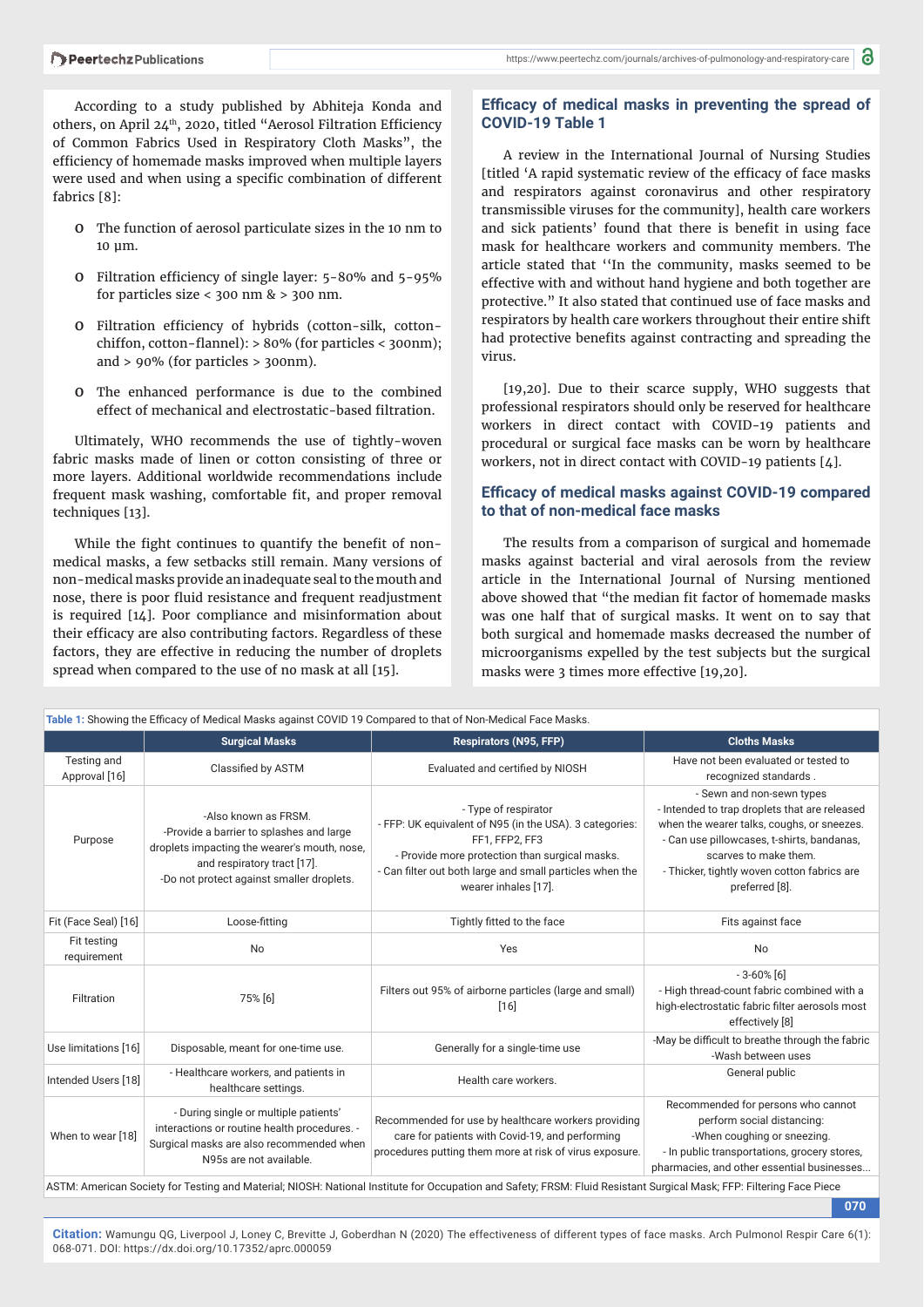According to a study published by Abhiteja Konda and others, on April 24th, 2020, titled "Aerosol Filtration Efficiency of Common Fabrics Used in Respiratory Cloth Masks", the efficiency of homemade masks improved when multiple layers were used and when using a specific combination of different fabrics [8]:

- The function of aerosol particulate sizes in the 10 nm to 10 µm.
- Filtration efficiency of single layer: 5-80% and 5-95% for particles size < 300 nm & > 300 nm.
- Filtration efficiency of hybrids (cotton-silk, cotton-chiffon, cotton-flannel): > 80% (for particles < 300nm); and > 90% (for particles > 300nm).
- The enhanced performance is due to the combined effect of mechanical and electrostatic-based filtration.

Ultimately, WHO recommends the use of tightly-woven fabric masks made of linen or cotton consisting of three or more layers. Additional worldwide recommendations include frequent mask washing, comfortable fit, and proper removal techniques [13].

While the fight continues to quantify the benefit of non-medical masks, a few setbacks still remain. Many versions of non-medical masks provide an inadequate seal to the mouth and nose, there is poor fluid resistance and frequent readjustment is required [14]. Poor compliance and misinformation about their efficacy are also contributing factors. Regardless of these factors, they are effective in reducing the number of droplets spread when compared to the use of no mask at all [15].

## Efficacy of medical masks in preventing the spread of COVID-19 Table 1

A review in the International Journal of Nursing Studies [titled 'A rapid systematic review of the efficacy of face masks and respirators against coronavirus and other respiratory transmissible viruses for the community], health care workers and sick patients' found that there is benefit in using face mask for healthcare workers and community members. The article stated that ''In the community, masks seemed to be effective with and without hand hygiene and both together are protective." It also stated that continued use of face masks and respirators by health care workers throughout their entire shift had protective benefits against contracting and spreading the virus.

[19,20]. Due to their scarce supply, WHO suggests that professional respirators should only be reserved for healthcare workers in direct contact with COVID-19 patients and procedural or surgical face masks can be worn by healthcare workers, not in direct contact with COVID-19 patients [4].

## Efficacy of medical masks against COVID-19 compared to that of non-medical face masks

The results from a comparison of surgical and homemade masks against bacterial and viral aerosols from the review article in the International Journal of Nursing mentioned above showed that "the median fit factor of homemade masks was one half that of surgical masks. It went on to say that both surgical and homemade masks decreased the number of microorganisms expelled by the test subjects but the surgical masks were 3 times more effective [19,20].

**Table 1:** Showing the Efficacy of Medical Masks against COVID 19 Compared to that of Non-Medical Face Masks.

| | Surgical Masks | Respirators (N95, FFP) | Cloths Masks |
|---|---|---|---|
| Testing and Approval [16] | Classified by ASTM | Evaluated and certified by NIOSH | Have not been evaluated or tested to recognized standards . |
| Purpose | -Also known as FRSM.<br>-Provide a barrier to splashes and large droplets impacting the wearer's mouth, nose, and respiratory tract [17].<br>-Do not protect against smaller droplets. | - Type of respirator<br>- FFP: UK equivalent of N95 (in the USA). 3 categories: FF1, FFP2, FF3<br>- Provide more protection than surgical masks.<br>- Can filter out both large and small particles when the wearer inhales [17]. | - Sewn and non-sewn types<br>- Intended to trap droplets that are released when the wearer talks, coughs, or sneezes.<br>- Can use pillowcases, t-shirts, bandanas, scarves to make them.<br>- Thicker, tightly woven cotton fabrics are preferred [8]. |
| Fit (Face Seal) [16] | Loose-fitting | Tightly fitted to the face | Fits against face |
| Fit testing requirement | No | Yes | No |
| Filtration | 75% [6] | Filters out 95% of airborne particles (large and small) [16] | - 3-60% [6]<br>- High thread-count fabric combined with a high-electrostatic fabric filter aerosols most effectively [8] |
| Use limitations [16] | Disposable, meant for one-time use. | Generally for a single-time use | -May be difficult to breathe through the fabric<br>-Wash between uses |
| Intended Users [18] | - Healthcare workers, and patients in healthcare settings. | Health care workers. | General public |
| When to wear [18] | - During single or multiple patients' interactions or routine health procedures. - Surgical masks are also recommended when N95s are not available. | Recommended for use by healthcare workers providing care for patients with Covid-19, and performing procedures putting them more at risk of virus exposure. | Recommended for persons who cannot perform social distancing:<br>-When coughing or sneezing.<br>- In public transportations, grocery stores, pharmacies, and other essential businesses... |

ASTM: American Society for Testing and Material; NIOSH: National Institute for Occupation and Safety; FRSM: Fluid Resistant Surgical Mask; FFP: Filtering Face Piece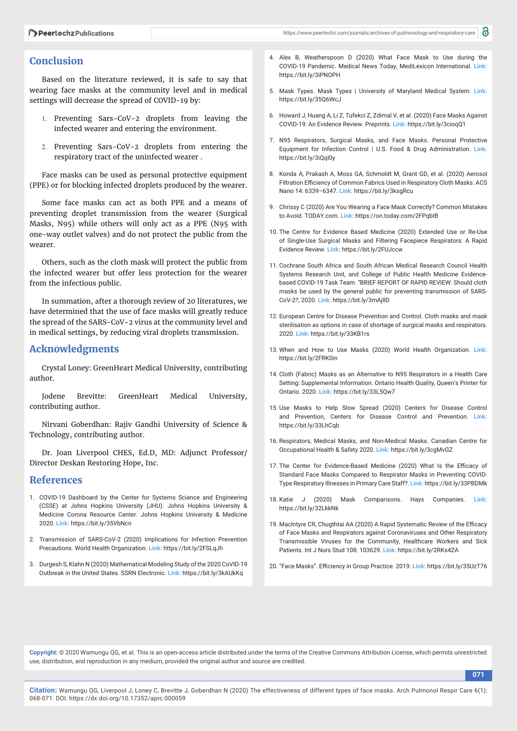## Conclusion

Based on the literature reviewed, it is safe to say that wearing face masks at the community level and in medical settings will decrease the spread of COVID-19 by:

1. Preventing Sars-CoV-2 droplets from leaving the infected wearer and entering the environment.
2. Preventing Sars-CoV-2 droplets from entering the respiratory tract of the uninfected wearer .

Face masks can be used as personal protective equipment (PPE) or for blocking infected droplets produced by the wearer.

Some face masks can act as both PPE and a means of preventing droplet transmission from the wearer (Surgical Masks, N95) while others will only act as a PPE (N95 with one-way outlet valves) and do not protect the public from the wearer.

Others, such as the cloth mask will protect the public from the infected wearer but offer less protection for the wearer from the infectious public.

In summation, after a thorough review of 20 literatures, we have determined that the use of face masks will greatly reduce the spread of the SARS-CoV-2 virus at the community level and in medical settings, by reducing viral droplets transmission.

## Acknowledgments

Crystal Loney: GreenHeart Medical University, contributing author.

Jodene Brevitte: GreenHeart Medical University, contributing author.

Nirvani Goberdhan: Rajiv Gandhi University of Science & Technology, contributing author.

Dr. Joan Liverpool CHES, Ed.D, MD: Adjunct Professor/ Director Deskan Restoring Hope, Inc.

## References

1. COVID-19 Dashboard by the Center for Systems Science and Engineering (CSSE) at Johns Hopkins University (JHU). Johns Hopkins University & Medicine Corona Resource Center. Johns Hopkins University & Medicine 2020. **Link:** https://bit.ly/35VbNcn
2. Transmission of SARS-CoV-2 (2020) Implications for Infection Prevention Precautions. World Health Organization. **Link:** https://bit.ly/2FSLqJh
3. Durgesh S, Klahn N (2020) Mathematical Modeling Study of the 2020 CoVID-19 Outbreak in the United States. SSRN Electronic. **Link:** https://bit.ly/3kAUkKq
4. Alex B, Weatherspoon D (2020) What Face Mask to Use during the COVID-19 Pandemic. Medical News Today, MediLexicon International. **Link:** https://bit.ly/3iPNOPH
5. Mask Types. Mask Types | University of Maryland Medical System. **Link:** https://bit.ly/35Q6WcJ
6. Howard J, Huang A, Li Z, Tufekci Z, Zdimal V, et al. (2020) Face Masks Against COVID-19: An Evidence Review. Preprints. **Link:** https://bit.ly/3cioqQ1
7. N95 Respirators, Surgical Masks, and Face Masks. Personal Protective Equipment for Infection Control | U.S. Food & Drug Administration. **Link:** https://bit.ly/3iQql0y
8. Konda A, Prakash A, Moss GA, Schmoldt M, Grant GD, et al. (2020) Aerosol Filtration Efficiency of Common Fabrics Used in Respiratory Cloth Masks. ACS Nano 14: 6339–6347. **Link:** https://bit.ly/3ksgRcu
9. Chrissy C (2020) Are You Wearing a Face Mask Correctly? Common Mistakes to Avoid. TODAY.com. **Link:** https://on.today.com/2FPqbIB
10. The Centre for Evidence Based Medicine (2020) Extended Use or Re-Use of Single-Use Surgical Masks and Filtering Facepiece Respirators: A Rapid Evidence Review. **Link:** https://bit.ly/2FUJccw
11. Cochrane South Africa and South African Medical Research Council Health Systems Research Unit, and College of Public Health Medicine Evidence-based COVID-19 Task Team. "BRIEF REPORT OF RAPID REVIEW: Should cloth masks be used by the general public for preventing transmission of SARS-CoV-2?, 2020. **Link:** https://bit.ly/3mAjlID
12. European Centre for Disease Prevention and Control. Cloth masks and mask sterilisation as options in case of shortage of surgical masks and respirators. 2020. **Link:** https://bit.ly/33KB1rs
13. When and How to Use Masks (2020) World Health Organization. **Link:** https://bit.ly/2FRK0in
14. Cloth (Fabric) Masks as an Alternative to N95 Respirators in a Health Care Setting: Supplemental Information. Ontario Health Quality, Queen's Printer for Ontario. 2020. **Link:** https://bit.ly/33L5Qw7
15. Use Masks to Help Slow Spread (2020) Centers for Disease Control and Prevention, Centers for Disease Control and Prevention. **Link:** https://bit.ly/33LhCqb
16. Respirators, Medical Masks, and Non-Medical Masks. Canadian Centre for Occupational Health & Safety 2020. **Link:** https://bit.ly/3cgMvGZ
17. The Center for Evidence-Based Medicine (2020) What Is the Efficacy of Standard Face Masks Compared to Respirator Masks in Preventing COVID-Type Respiratory Illnesses in Primary Care Staff?. **Link:** https://bit.ly/33PBDMk
18. Katie J (2020) Mask Comparisons. Hays Companies. **Link:** https://bit.ly/32LkkNk
19. MacIntyre CR, Chugthtai AA (2020) A Rapid Systematic Review of the Efficacy of Face Masks and Respirators against Coronaviruses and Other Respiratory Transmissible Viruses for the Community, Healthcare Workers and Sick Patients. Int J Nurs Stud 108: 103629. **Link:** https://bit.ly/2RKs4ZA
20. "Face Masks". Efficiency in Group Practice. 2019. **Link:** https://bit.ly/35UzT76

**Copyright:** © 2020 Wamungu QG, et al. This is an open-access article distributed under the terms of the Creative Commons Attribution License, which permits unrestricted use, distribution, and reproduction in any medium, provided the original author and source are credited.